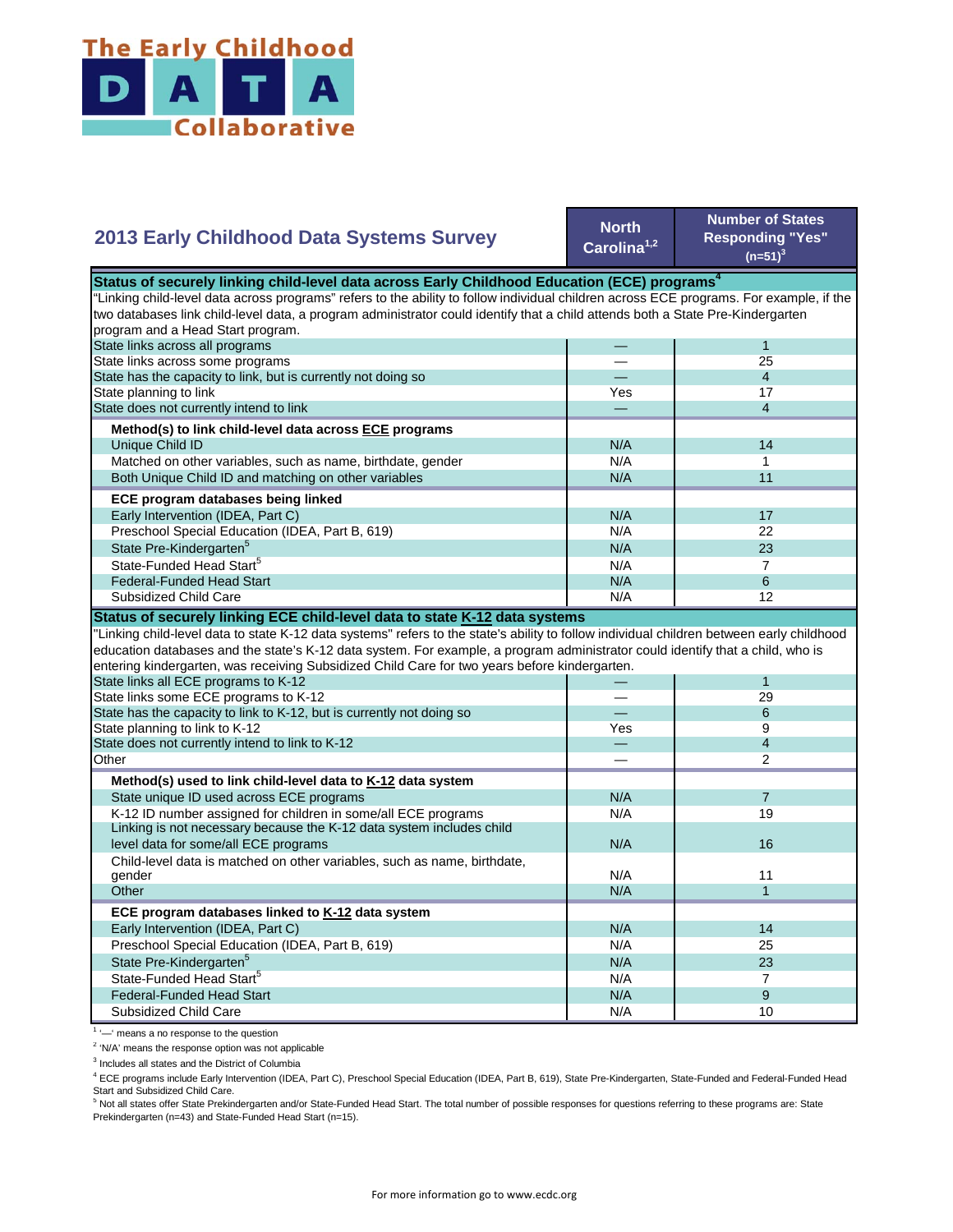The Early Childhood DATA Collaborative

## 2013 Early Childhood Data Systems Survey

| | North Carolina[1,2] | Number of States Responding "Yes" (n=51)[3] |
|---|---|---|
| **Status of securely linking child-level data across Early Childhood Education (ECE) programs[4]** | | |
| "Linking child-level data across programs" refers to the ability to follow individual children across ECE programs. For example, if the two databases link child-level data, a program administrator could identify that a child attends both a State Pre-Kindergarten program and a Head Start program. | | |
| State links across all programs | — | 1 |
| State links across some programs | — | 25 |
| State has the capacity to link, but is currently not doing so | — | 4 |
| State planning to link | Yes | 17 |
| State does not currently intend to link | — | 4 |
| **Method(s) to link child-level data across ECE programs** | | |
| Unique Child ID | N/A | 14 |
| Matched on other variables, such as name, birthdate, gender | N/A | 1 |
| Both Unique Child ID and matching on other variables | N/A | 11 |
| **ECE program databases being linked** | | |
| Early Intervention (IDEA, Part C) | N/A | 17 |
| Preschool Special Education (IDEA, Part B, 619) | N/A | 22 |
| State Pre-Kindergarten[5] | N/A | 23 |
| State-Funded Head Start[5] | N/A | 7 |
| Federal-Funded Head Start | N/A | 6 |
| Subsidized Child Care | N/A | 12 |
| **Status of securely linking ECE child-level data to state K-12 data systems** | | |
| "Linking child-level data to state K-12 data systems" refers to the state's ability to follow individual children between early childhood education databases and the state's K-12 data system. For example, a program administrator could identify that a child, who is entering kindergarten, was receiving Subsidized Child Care for two years before kindergarten. | | |
| State links all ECE programs to K-12 | — | 1 |
| State links some ECE programs to K-12 | — | 29 |
| State has the capacity to link to K-12, but is currently not doing so | — | 6 |
| State planning to link to K-12 | Yes | 9 |
| State does not currently intend to link to K-12 | — | 4 |
| Other | — | 2 |
| **Method(s) used to link child-level data to K-12 data system** | | |
| State unique ID used across ECE programs | N/A | 7 |
| K-12 ID number assigned for children in some/all ECE programs | N/A | 19 |
| Linking is not necessary because the K-12 data system includes child level data for some/all ECE programs | N/A | 16 |
| Child-level data is matched on other variables, such as name, birthdate, gender | N/A | 11 |
| Other | N/A | 1 |
| **ECE program databases linked to K-12 data system** | | |
| Early Intervention (IDEA, Part C) | N/A | 14 |
| Preschool Special Education (IDEA, Part B, 619) | N/A | 25 |
| State Pre-Kindergarten[5] | N/A | 23 |
| State-Funded Head Start[5] | N/A | 7 |
| Federal-Funded Head Start | N/A | 9 |
| Subsidized Child Care | N/A | 10 |

[1] '—' means a no response to the question

[2] 'N/A' means the response option was not applicable

[3] Includes all states and the District of Columbia

[4] ECE programs include Early Intervention (IDEA, Part C), Preschool Special Education (IDEA, Part B, 619), State Pre-Kindergarten, State-Funded and Federal-Funded Head Start and Subsidized Child Care.

[5] Not all states offer State Prekindergarten and/or State-Funded Head Start. The total number of possible responses for questions referring to these programs are: State Prekindergarten (n=43) and State-Funded Head Start (n=15).

For more information go to www.ecdc.org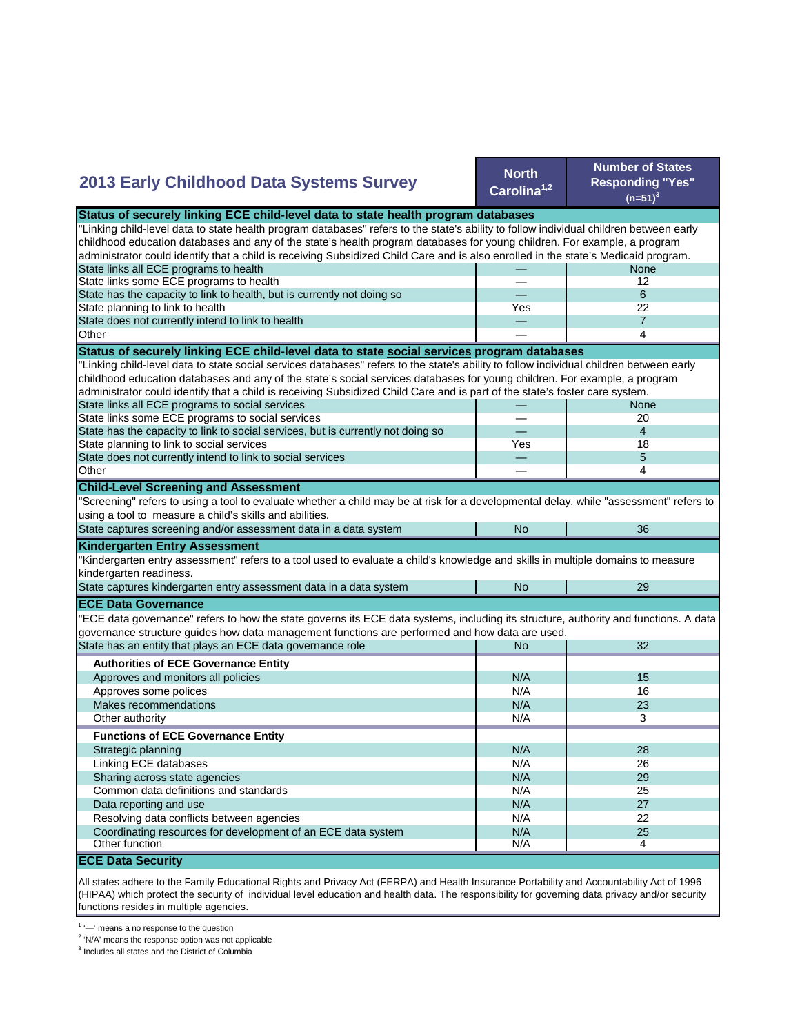| 2013 Early Childhood Data Systems Survey | North Carolina[1,2] | Number of States Responding "Yes" (n=51)[3] |
|---|---|---|
| **Status of securely linking ECE child-level data to state health program databases** | | |
| "Linking child-level data to state health program databases" refers to the state's ability to follow individual children between early childhood education databases and any of the state's health program databases for young children. For example, a program administrator could identify that a child is receiving Subsidized Child Care and is also enrolled in the state's Medicaid program. | | |
| State links all ECE programs to health | — | None |
| State links some ECE programs to health | — | 12 |
| State has the capacity to link to health, but is currently not doing so | — | 6 |
| State planning to link to health | Yes | 22 |
| State does not currently intend to link to health | — | 7 |
| Other | — | 4 |
| **Status of securely linking ECE child-level data to state social services program databases** | | |
| "Linking child-level data to state social services databases" refers to the state's ability to follow individual children between early childhood education databases and any of the state's social services databases for young children. For example, a program administrator could identify that a child is receiving Subsidized Child Care and is part of the state's foster care system. | | |
| State links all ECE programs to social services | — | None |
| State links some ECE programs to social services | — | 20 |
| State has the capacity to link to social services, but is currently not doing so | — | 4 |
| State planning to link to social services | Yes | 18 |
| State does not currently intend to link to social services | — | 5 |
| Other | — | 4 |
| **Child-Level Screening and Assessment** | | |
| "Screening" refers to using a tool to evaluate whether a child may be at risk for a developmental delay, while "assessment" refers to using a tool to measure a child's skills and abilities. | | |
| State captures screening and/or assessment data in a data system | No | 36 |
| **Kindergarten Entry Assessment** | | |
| "Kindergarten entry assessment" refers to a tool used to evaluate a child's knowledge and skills in multiple domains to measure kindergarten readiness. | | |
| State captures kindergarten entry assessment data in a data system | No | 29 |
| **ECE Data Governance** | | |
| "ECE data governance" refers to how the state governs its ECE data systems, including its structure, authority and functions. A data governance structure guides how data management functions are performed and how data are used. | | |
| State has an entity that plays an ECE data governance role | No | 32 |
| **Authorities of ECE Governance Entity** | | |
| Approves and monitors all policies | N/A | 15 |
| Approves some polices | N/A | 16 |
| Makes recommendations | N/A | 23 |
| Other authority | N/A | 3 |
| **Functions of ECE Governance Entity** | | |
| Strategic planning | N/A | 28 |
| Linking ECE databases | N/A | 26 |
| Sharing across state agencies | N/A | 29 |
| Common data definitions and standards | N/A | 25 |
| Data reporting and use | N/A | 27 |
| Resolving data conflicts between agencies | N/A | 22 |
| Coordinating resources for development of an ECE data system | N/A | 25 |
| Other function | N/A | 4 |
| **ECE Data Security** | | |
| All states adhere to the Family Educational Rights and Privacy Act (FERPA) and Health Insurance Portability and Accountability Act of 1996 (HIPAA) which protect the security of individual level education and health data. The responsibility for governing data privacy and/or security functions resides in multiple agencies. | | |

[1] '—' means a no response to the question

[2] 'N/A' means the response option was not applicable

[3] Includes all states and the District of Columbia